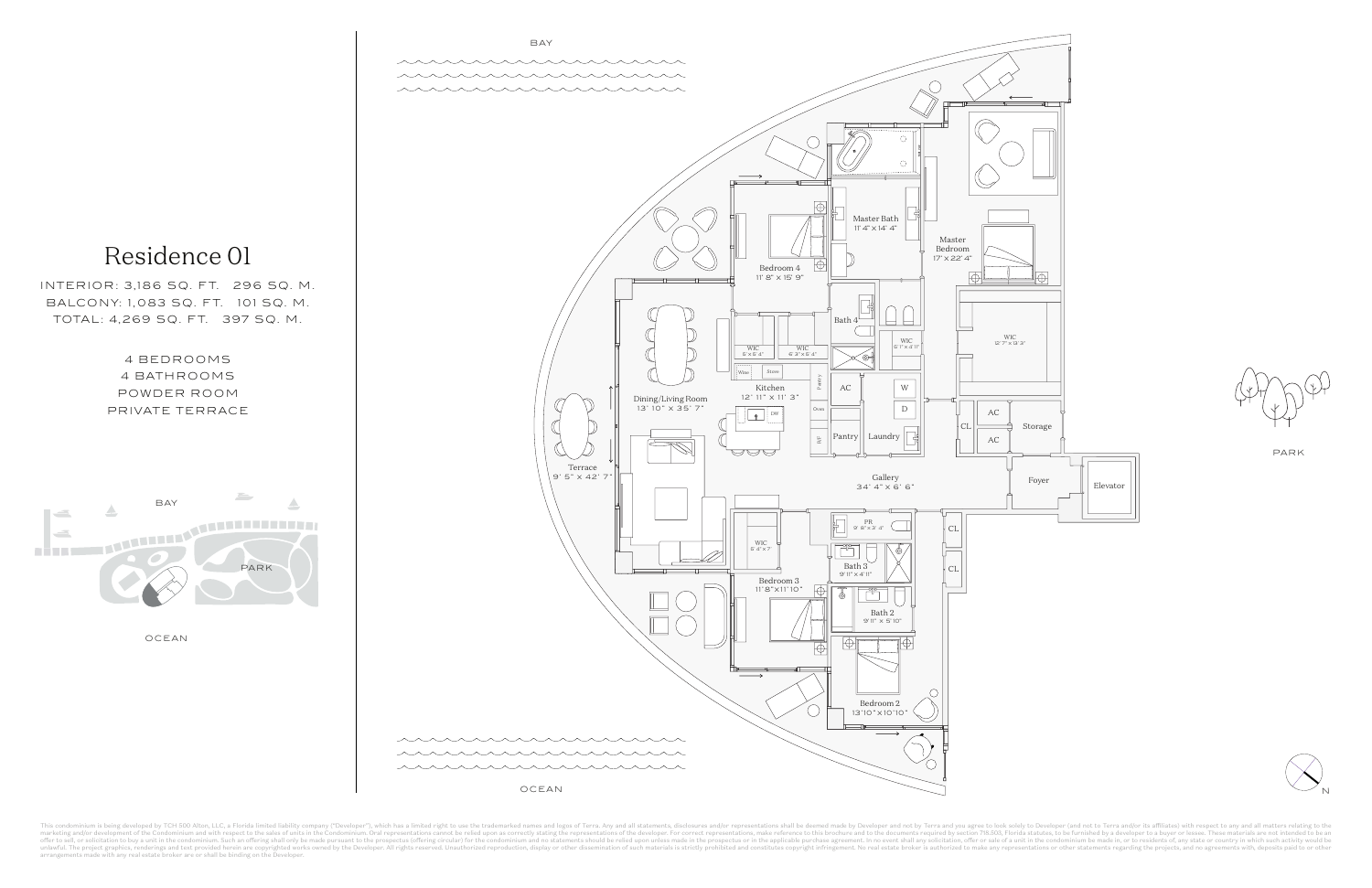# Residence 01

INTERIOR: 3,186 SQ. FT. 296 SQ. M.
BALCONY: 1,083 SQ. FT. 101 SQ. M.
TOTAL: 4,269 SQ. FT. 397 SQ. M.

4 BEDROOMS
4 BATHROOMS
POWDER ROOM
PRIVATE TERRACE

BAY

PARK

OCEAN

BAY

Master Bath
11' 4" x 14' 4"

Master Bedroom
17' x 22' 4"

Bedroom 4
11' 8" x 15' 9"

Bath 4

WIC
6' 1" x 4' 11"

WIC
12' 7" x 9' 3"

WIC
6' x 5' 4"

WIC
6' 3" x 5' 4"

Wine

Stove

Pantry

Kitchen
12' 11" x 11' 3"

DW

Oven

R/F

Dining/Living Room
13' 10" x 35' 7"

AC

W

D

Pantry

Laundry

CL

AC

AC

Storage

Terrace
9' 5" x 42' 7"

Gallery
34' 4" x 6' 6"

Foyer

Elevator

PARK

PR
9' 8" x 3' 4"

CL

CL

WIC
5' 4" x 7'

Bath 3
9' 11" x 4' 11"

Bedroom 3
11' 8" x 11' 10"

Bath 2
9' 11" x 5' 10"

Bedroom 2
13' 10" x 10' 10"

OCEAN

N

This condominium is being developed by TCH 500 Alton, LLC, a Florida limited liability company ("Developer"), which has a limited right to use the trademarked names and logos of Terra. Any and all statements, disclosures and/or representations shall be deemed made by Developer and not by Terra and you agree to look solely to Developer (and not to Terra and/or its affiliates) with respect to any and all matters relating to the marketing and/or development of the Condominium and with respect to the sales of units in the Condominium. Oral representations cannot be relied upon as correctly stating the representations of the developer. For correct representations, make reference to this brochure and to the documents required by section 718.503, Florida statutes, to be furnished by a developer to a buyer or lessee. These materials are not intended to be an offer to sell, or solicitation to buy a unit in the condominium. Such an offering shall only be made pursuant to the prospectus (offering circular) for the condominium and no statements should be relied upon unless made in the prospectus or in the applicable purchase agreement. In no event shall any solicitation, offer or sale of a unit in the condominium be made in, or to residents of, any state or country in which such activity would be unlawful. The project graphics, renderings and text provided herein are copyrighted works owned by the Developer. All rights reserved. Unauthorized reproduction, display or other dissemination of such materials is strictly prohibited and constitutes copyright infringement. No real estate broker is authorized to make any representations or other statements regarding the projects, and no agreements with, deposits paid to or other arrangements made with any real estate broker are or shall be binding on the Developer.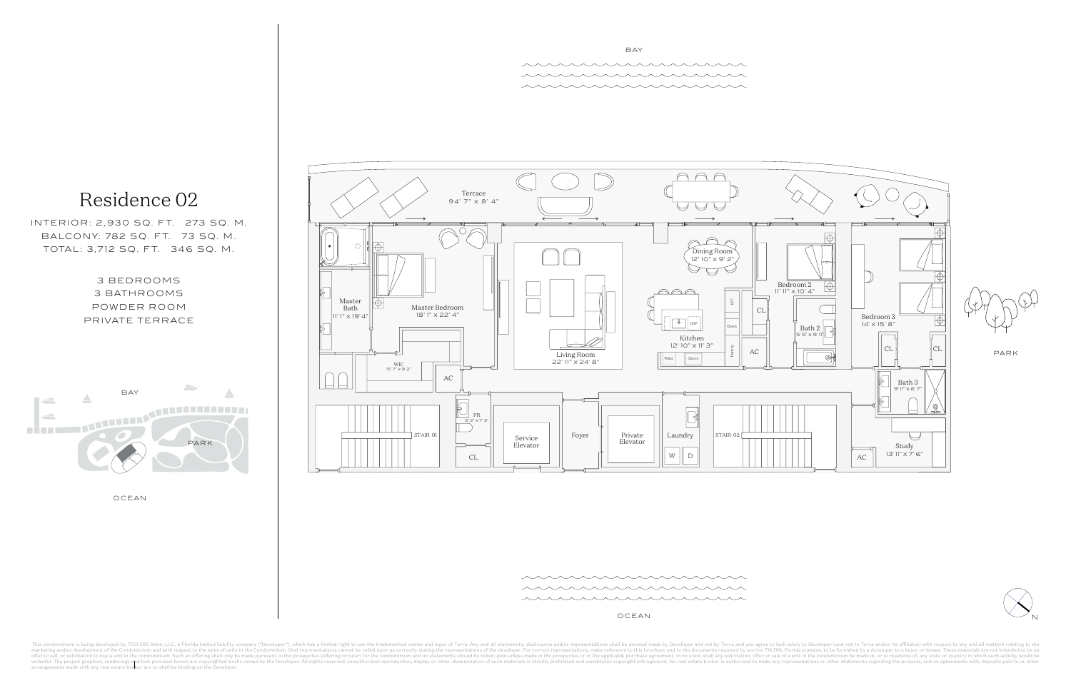# Residence 02

INTERIOR: 2,930 SQ. FT. 273 SQ. M.
BALCONY: 782 SQ. FT. 73 SQ. M.
TOTAL: 3,712 SQ. FT. 346 SQ. M.

3 BEDROOMS
3 BATHROOMS
POWDER ROOM
PRIVATE TERRACE

BAY

PARK

OCEAN

BAY

Terrace
94' 7" x 8' 4"

Master Bath
11' 1" x 19' 4"

Master Bedroom
18' 1" x 22' 4"

WIC
15' 7" x 9' 2"

AC

Living Room
22' 11" x 24' 8"

Dining Room
12' 10" x 9' 2"

Kitchen
12' 10" x 11' 3"

DW

R/F

Oven

Pantry

Wine

Stove

CL

AC

Bedroom 2
11' 11" x 10' 4"

Bath 2
5' 5" x 9' 11"

Bedroom 3
14' x 15' 8"

CL

CL

Bath 3
9' 11" x 6' 7"

Study
13' 11" x 7' 6"

AC

STAIR 01

PR
5' 2" x 7' 2"

CL

Service Elevator

Foyer

Private Elevator

Laundry

W

D

STAIR 02

PARK

OCEAN

N

This condominium is being developed by TCH 500 Alton, LLC, a Florida limited liability company ("Developer"), which has a limited right to use the trademarked names and logos of Terra. Any and all statements, disclosures and/or representations shall be deemed made by Developer and not by Terra and you agree to look solely to Developer (and not to Terra and/or its affiliates) with respect to any and all matters relating to the marketing and/or development of the Condominium and with respect to the sales of units in the Condominium. Oral representations cannot be relied upon as correctly stating the representations of the developer. For correct representations, make reference to this brochure and to the documents required by section 718.503, Florida statutes, to be furnished by a developer to a buyer or lessee. These materials are not intended to be an offer to sell, or solicitation to buy a unit in the condominium. Such an offering shall only be made pursuant to the prospectus (offering circular) for the condominium and no statements should be relied upon unless made in the prospectus or in the applicable purchase agreement. In no event shall any solicitation, offer or sale of a unit in the condominium be made in, or to residents of, any state or country in which such activity would be unlawful. The project graphics, renderings and text provided herein are copyrighted works owned by the Developer. All rights reserved. Unauthorized reproduction, display or other dissemination of such materials is strictly prohibited and constitutes copyright infringement. No real estate broker is authorized to make any representations or other statements regarding the projects, and no agreements with, deposits paid to or other arrangements made with any real estate broker are or shall be binding on the Developer.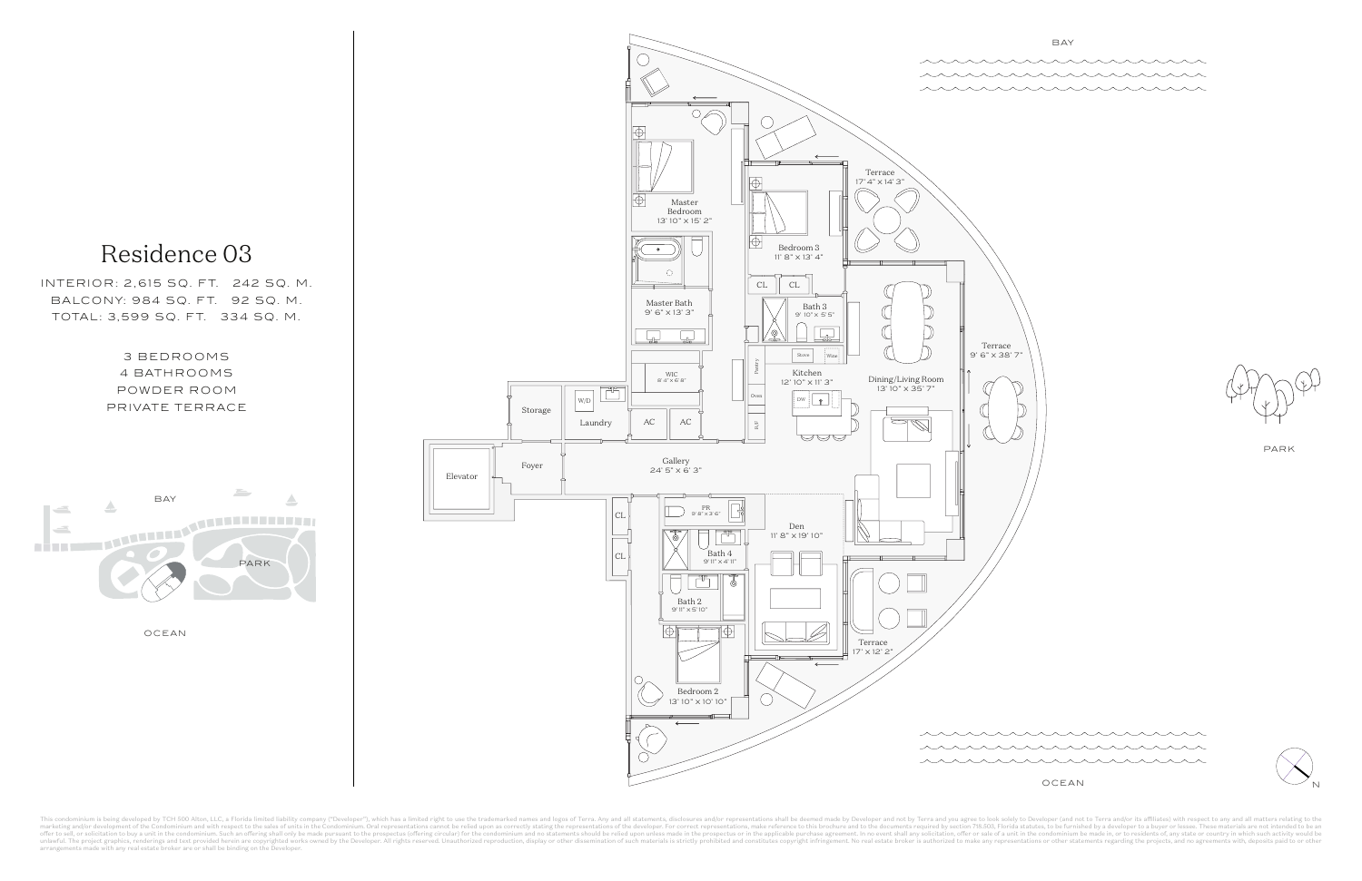# Residence 03

INTERIOR: 2,615 SQ. FT. 242 SQ. M.
BALCONY: 984 SQ. FT. 92 SQ. M.
TOTAL: 3,599 SQ. FT. 334 SQ. M.

3 BEDROOMS
4 BATHROOMS
POWDER ROOM
PRIVATE TERRACE

BAY

PARK

OCEAN

BAY

Master Bedroom
13' 10" x 15' 2"

Bedroom 3
11' 8" x 13' 4"

Terrace
17' 4" x 14' 3"

CL CL

Master Bath
9' 6" x 13' 3"

Bath 3
9' 10" x 5' 5"

Stove Wine

Pantry

Kitchen
12' 10" x 11' 3"

Dining/Living Room
13' 10" x 35' 7"

Terrace
9' 6" x 38' 7"

WIC
8' 4" x 6' 8"

Oven

DW

R/F

Storage

W/D

Laundry

AC AC

Elevator

Foyer

Gallery
24' 5" x 6' 3"

CL

PR
9' 8" x 3' 6"

CL

Bath 4
9' 11" x 4' 11"

Den
11' 8" x 19' 10"

Bath 2
9' 11" x 5' 10"

Terrace
17' x 12' 2"

Bedroom 2
13' 10" x 10' 10"

OCEAN

PARK

N

This condominium is being developed by TCH 500 Alton, LLC, a Florida limited liability company ("Developer"), which has a limited right to use the trademarked names and logos of Terra. Any and all statements, disclosures and/or representations shall be deemed made by Developer and not by Terra and you agree to look solely to Developer (and not to Terra and/or its affiliates) with respect to any and all matters relating to the marketing and/or development of the Condominium and with respect to the sales of units in the Condominium. Oral representations cannot be relied upon as correctly stating the representations of the developer. For correct representations, make reference to this brochure and to the documents required by section 718.503, Florida statutes, to be furnished by a developer to a buyer or lessee. These materials are not intended to be an offer to sell, or solicitation to buy a unit in the condominium. Such an offering shall only be made pursuant to the prospectus (offering circular) for the condominium and no statements should be relied upon unless made in the prospectus or in the applicable purchase agreement. In no event shall any solicitation, offer or sale of a unit in the condominium be made in, or to residents of, any state or country in which such activity would be unlawful. The project graphics, renderings and text provided herein are copyrighted works owned by the Developer. All rights reserved. Unauthorized reproduction, display or other dissemination of such materials is strictly prohibited and constitutes copyright infringement. No real estate broker is authorized to make any representations or other statements regarding the projects, and no agreements with, deposits paid to or other arrangements made with any real estate broker are or shall be binding on the Developer.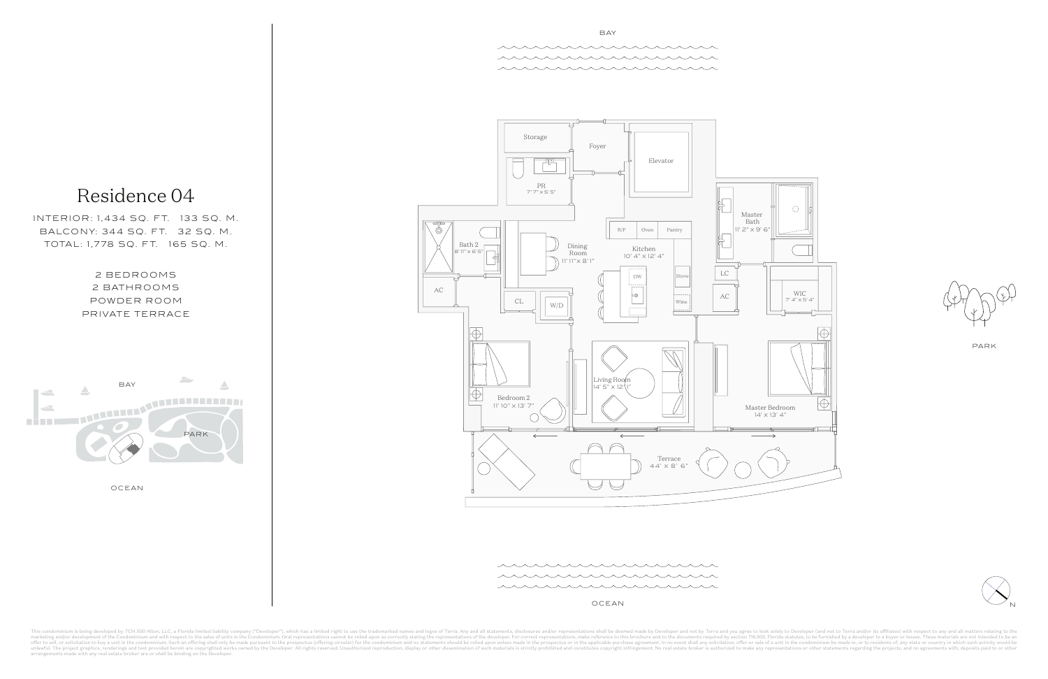# Residence 04

INTERIOR: 1,434 SQ. FT. 133 SQ. M.
BALCONY: 344 SQ. FT. 32 SQ. M.
TOTAL: 1,778 SQ. FT. 165 SQ. M.

2 BEDROOMS
2 BATHROOMS
POWDER ROOM
PRIVATE TERRACE

BAY

PARK

OCEAN

BAY

Storage

Foyer

Elevator

PR
7' 7" x 5' 5"

Bath 2
8' 11" x 6' 5"

AC

Dining Room
11' 11" x 8' 1"

R/F | Oven | Pantry

Kitchen
10' 4" x 12' 4"

DW

Stove

Wine

CL

W/D

Master Bath
11' 2" x 9' 6"

LC

AC

WIC
7' 4" x 5' 4"

Bedroom 2
11' 10" x 13' 7"

Living Room
14' 5" x 12' 11"

Master Bedroom
14' x 13' 4"

Terrace
44' x 8' 6"

PARK

OCEAN

N

This condominium is being developed by TCH 500 Alton, LLC, a Florida limited liability company ("Developer"), which has a limited right to use the trademarked names and logos of Terra. Any and all statements, disclosures and/or representations shall be deemed made by Developer and not by Terra and you agree to look solely to Developer (and not to Terra and/or its affiliates) with respect to any and all matters relating to the marketing and/or development of the Condominium and with respect to the sales of units in the Condominium. Oral representations cannot be relied upon as correctly stating the representations of the developer. For correct representations, make reference to this brochure and to the documents required by section 718.503, Florida statutes, to be furnished by a developer to a buyer or lessee. These materials are not intended to be an offer to sell, or solicitation to buy a unit in the condominium. Such an offering shall only be made pursuant to the prospectus (offering circular) for the condominium and no statements should be relied upon unless made in the prospectus or in the applicable purchase agreement. In no event shall any solicitation, offer or sale of a unit in the condominium be made in, or to residents of, any state or country in which such activity would be unlawful. The project graphics, renderings and text provided herein are copyrighted works owned by the Developer. All rights reserved. Unauthorized reproduction, display or other dissemination of such materials is strictly prohibited and constitutes copyright infringement. No real estate broker is authorized to make any representations or other statements regarding the projects, and no agreements with, deposits paid to or other arrangements made with any real estate broker are or shall be binding on the Developer.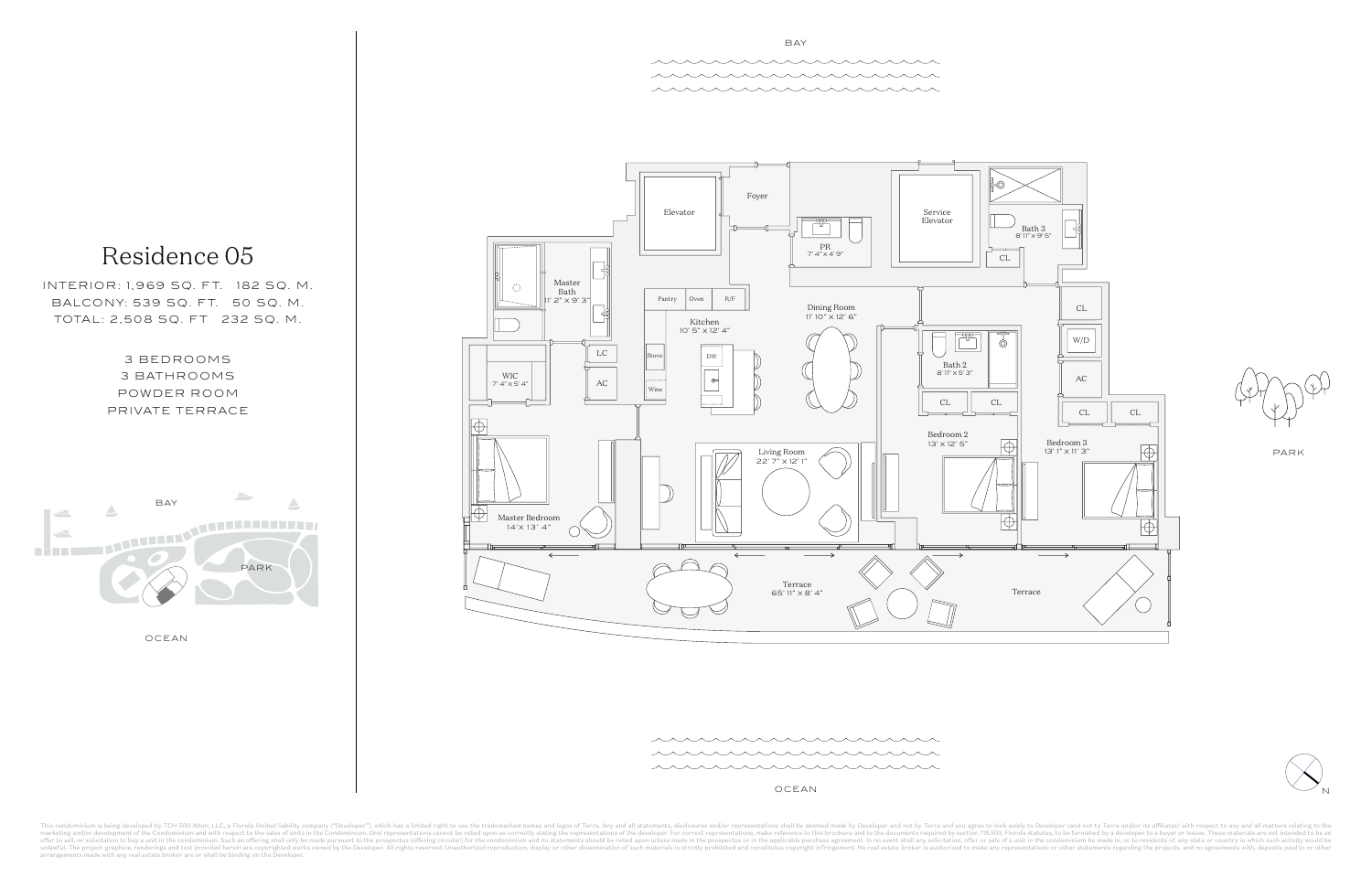# Residence 05

INTERIOR: 1,969 SQ. FT. 182 SQ. M.
BALCONY: 539 SQ. FT. 50 SQ. M.
TOTAL: 2,508 SQ. FT 232 SQ. M.

3 BEDROOMS
3 BATHROOMS
POWDER ROOM
PRIVATE TERRACE

BAY

PARK

OCEAN

Elevator
Foyer
PR
7' 4" x 4' 9"
Service Elevator
Bath 3
8' 11" x 9' 5"
CL
Master Bath
11' 2" x 9' 3"
Pantry
Oven
R/F
Kitchen
10' 5" x 12' 4"
Dining Room
11' 10" x 12' 6"
Stove
DW
Wine
LC
AC
WIC
7' 4" x 5' 4"
Bath 2
8' 11" x 5' 3"
CL
CL
CL
W/D
AC
CL
CL
Bedroom 2
13' x 12' 6"
Bedroom 3
13' 1" x 11' 3"
Living Room
22' 7" x 12' 1"
Master Bedroom
14' x 13' 4"
Terrace
65' 11" x 8' 4"
Terrace

BAY

PARK

OCEAN

N

This condominium is being developed by TCH 500 Alton, LLC, a Florida limited liability company ("Developer"), which has a limited right to use the trademarked names and logos of Terra. Any and all statements, disclosures and/or representations shall be deemed made by Developer and not by Terra and you agree to look solely to Developer (and not to Terra and/or its affiliates) with respect to any and all matters relating to the marketing and/or development of the Condominium and with respect to the sales of units in the Condominium. Oral representations cannot be relied upon as correctly stating the representations of the developer. For correct representations, make reference to this brochure and to the documents required by section 718.503, Florida statutes, to be furnished by a developer to a buyer or lessee. These materials are not intended to be an offer to sell, or solicitation to buy a unit in the condominium. Such an offering shall only be made pursuant to the prospectus (offering circular) for the condominium and no statements should be relied upon unless made in the prospectus or in the applicable purchase agreement. In no event shall any solicitation, offer or sale of a unit in the condominium be made in, or to residents of, any state or country in which such activity would be unlawful. The project graphics, renderings and text provided herein are copyrighted works owned by the Developer. All rights reserved. Unauthorized reproduction, display or other dissemination of such materials is strictly prohibited and constitutes copyright infringement. No real estate broker is authorized to make any representations or other statements regarding the projects, and no agreements with, deposits paid to or other arrangements made with any real estate broker are or shall be binding on the Developer.